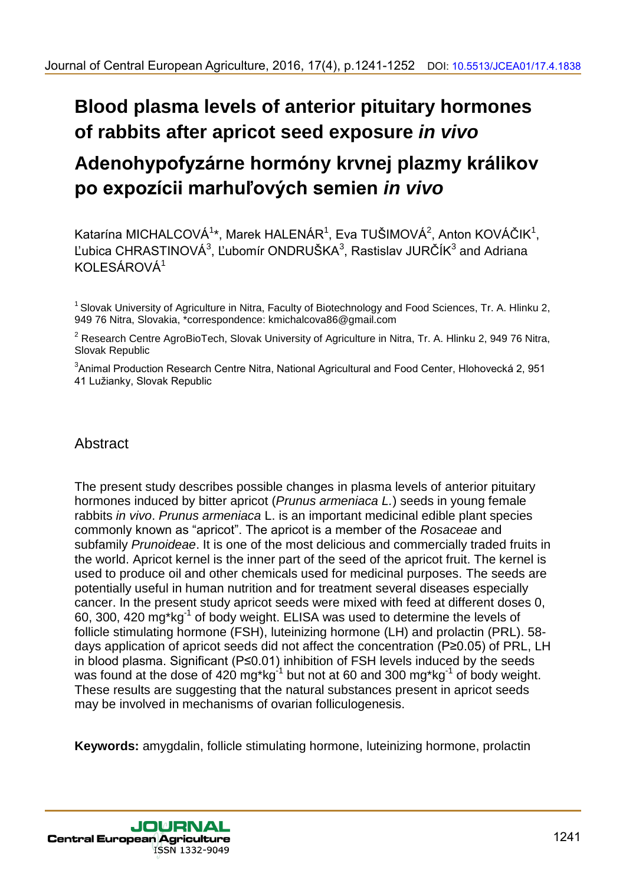# Blood plasma levels of anterior pituitary hormones of rabbits after apricot seed exposure *in vivo*

# Adenohypofyzárne hormóny krvnej plazmy králikov po expozícii marhuľových semien *in vivo*

Katarína MICHALCOVÁ[1]*, Marek HALENÁR[1], Eva TUŠIMOVÁ[2], Anton KOVÁČIK[1], Ľubica CHRASTINOVÁ[3], Ľubomír ONDRUŠKA[3], Rastislav JURČÍK[3] and Adriana KOLESÁROVÁ[1]

[1] Slovak University of Agriculture in Nitra, Faculty of Biotechnology and Food Sciences, Tr. A. Hlinku 2, 949 76 Nitra, Slovakia, *correspondence: kmichalcova86@gmail.com

[2] Research Centre AgroBioTech, Slovak University of Agriculture in Nitra, Tr. A. Hlinku 2, 949 76 Nitra, Slovak Republic

[3] Animal Production Research Centre Nitra, National Agricultural and Food Center, Hlohovecká 2, 951 41 Lužianky, Slovak Republic

## Abstract

The present study describes possible changes in plasma levels of anterior pituitary hormones induced by bitter apricot (*Prunus armeniaca L.*) seeds in young female rabbits *in vivo*. *Prunus armeniaca* L. is an important medicinal edible plant species commonly known as "apricot". The apricot is a member of the *Rosaceae* and subfamily *Prunoideae*. It is one of the most delicious and commercially traded fruits in the world. Apricot kernel is the inner part of the seed of the apricot fruit. The kernel is used to produce oil and other chemicals used for medicinal purposes. The seeds are potentially useful in human nutrition and for treatment several diseases especially cancer. In the present study apricot seeds were mixed with feed at different doses 0, 60, 300, 420 $mg*kg^{-1}$ of body weight. ELISA was used to determine the levels of follicle stimulating hormone (FSH), luteinizing hormone (LH) and prolactin (PRL). 58-days application of apricot seeds did not affect the concentration ($P≥0.05$) of PRL, LH in blood plasma. Significant ($P≤0.01$) inhibition of FSH levels induced by the seeds was found at the dose of 420 $mg*kg^{-1}$ but not at 60 and 300 $mg*kg^{-1}$ of body weight. These results are suggesting that the natural substances present in apricot seeds may be involved in mechanisms of ovarian folliculogenesis.

**Keywords:** amygdalin, follicle stimulating hormone, luteinizing hormone, prolactin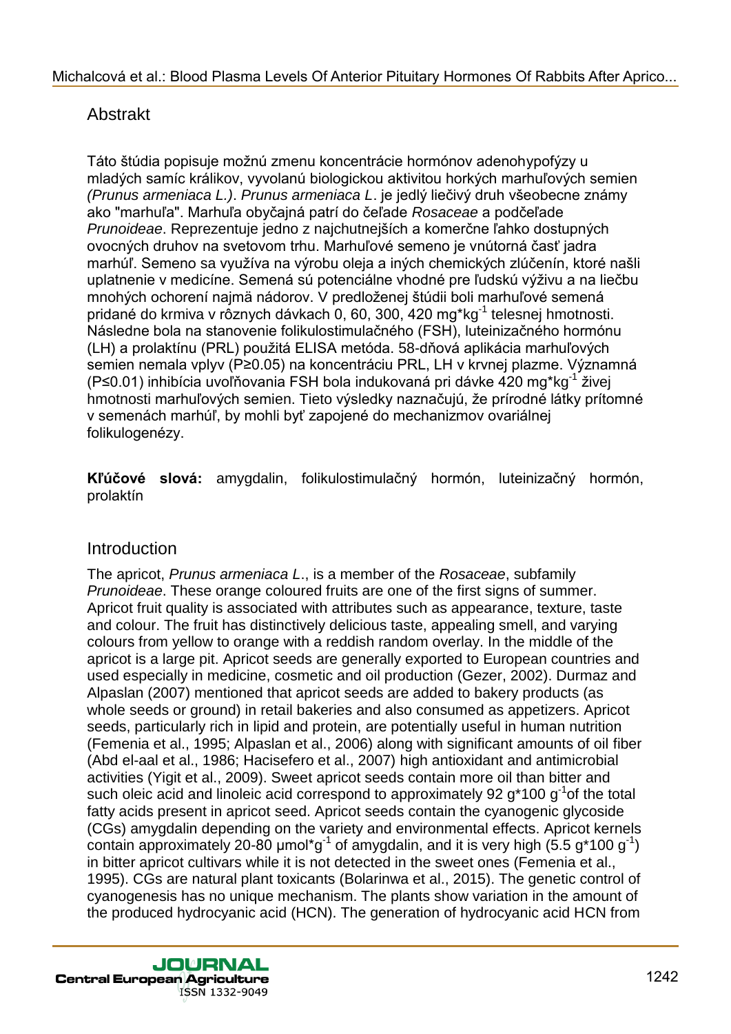## Abstrakt

Táto štúdia popisuje možnú zmenu koncentrácie hormónov adenohypofýzy u mladých samíc králikov, vyvolanú biologickou aktivitou horkých marhuľových semien *(Prunus armeniaca L.)*. *Prunus armeniaca L*. je jedlý liečivý druh všeobecne známy ako "marhuľa". Marhuľa obyčajná patrí do čeľade *Rosaceae* a podčeľade *Prunoideae*. Reprezentuje jedno z najchutnejších a komerčne ľahko dostupných ovocných druhov na svetovom trhu. Marhuľové semeno je vnútorná časť jadra marhúľ. Semeno sa využíva na výrobu oleja a iných chemických zlúčenín, ktoré našli uplatnenie v medicíne. Semená sú potenciálne vhodné pre ľudskú výživu a na liečbu mnohých ochorení najmä nádorov. V predloženej štúdii boli marhuľové semená pridané do krmiva v rôznych dávkach 0, 60, 300, 420 mg*kg$^{-1}$ telesnej hmotnosti. Následne bola na stanovenie folikulostimulačného (FSH), luteinizačného hormónu (LH) a prolaktínu (PRL) použitá ELISA metóda. 58-dňová aplikácia marhuľových semien nemala vplyv ($P≥0.05$) na koncentráciu PRL, LH v krvnej plazme. Významná ($P≤0.01$) inhibícia uvoľňovania FSH bola indukovaná pri dávke 420 mg*kg$^{-1}$ živej hmotnosti marhuľových semien. Tieto výsledky naznačujú, že prírodné látky prítomné v semenách marhúľ, by mohli byť zapojené do mechanizmov ovariálnej folikulogenézy.

**Kľúčové slová:** amygdalin, folikulostimulačný hormón, luteinizačný hormón, prolaktín

## Introduction

The apricot, *Prunus armeniaca L*., is a member of the *Rosaceae*, subfamily *Prunoideae*. These orange coloured fruits are one of the first signs of summer. Apricot fruit quality is associated with attributes such as appearance, texture, taste and colour. The fruit has distinctively delicious taste, appealing smell, and varying colours from yellow to orange with a reddish random overlay. In the middle of the apricot is a large pit. Apricot seeds are generally exported to European countries and used especially in medicine, cosmetic and oil production (Gezer, 2002). Durmaz and Alpaslan (2007) mentioned that apricot seeds are added to bakery products (as whole seeds or ground) in retail bakeries and also consumed as appetizers. Apricot seeds, particularly rich in lipid and protein, are potentially useful in human nutrition (Femenia et al., 1995; Alpaslan et al., 2006) along with significant amounts of oil fiber (Abd el-aal et al., 1986; Hacisefero et al., 2007) high antioxidant and antimicrobial activities (Yigit et al., 2009). Sweet apricot seeds contain more oil than bitter and such oleic acid and linoleic acid correspond to approximately 92 g*100 g$^{-1}$of the total fatty acids present in apricot seed. Apricot seeds contain the cyanogenic glycoside (CGs) amygdalin depending on the variety and environmental effects. Apricot kernels contain approximately 20-80 µmol*g$^{-1}$ of amygdalin, and it is very high (5.5 g*100 g$^{-1}$) in bitter apricot cultivars while it is not detected in the sweet ones (Femenia et al., 1995). CGs are natural plant toxicants (Bolarinwa et al., 2015). The genetic control of cyanogenesis has no unique mechanism. The plants show variation in the amount of the produced hydrocyanic acid (HCN). The generation of hydrocyanic acid HCN from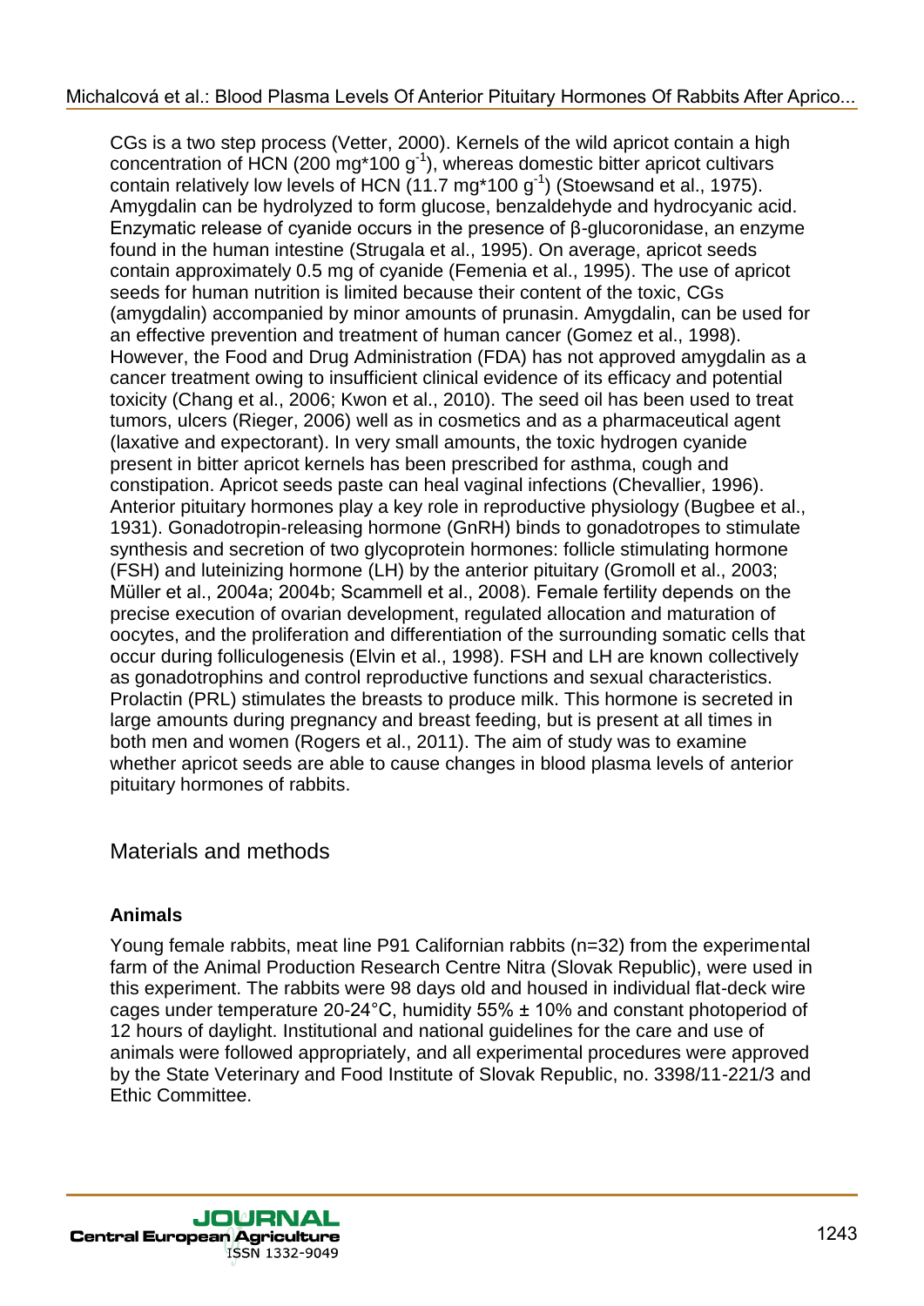CGs is a two step process (Vetter, 2000). Kernels of the wild apricot contain a high concentration of HCN (200 mg*100 $g^{-1}$), whereas domestic bitter apricot cultivars contain relatively low levels of HCN (11.7 mg*100 $g^{-1}$) (Stoewsand et al., 1975). Amygdalin can be hydrolyzed to form glucose, benzaldehyde and hydrocyanic acid. Enzymatic release of cyanide occurs in the presence of β-glucoronidase, an enzyme found in the human intestine (Strugala et al., 1995). On average, apricot seeds contain approximately 0.5 mg of cyanide (Femenia et al., 1995). The use of apricot seeds for human nutrition is limited because their content of the toxic, CGs (amygdalin) accompanied by minor amounts of prunasin. Amygdalin, can be used for an effective prevention and treatment of human cancer (Gomez et al., 1998). However, the Food and Drug Administration (FDA) has not approved amygdalin as a cancer treatment owing to insufficient clinical evidence of its efficacy and potential toxicity (Chang et al., 2006; Kwon et al., 2010). The seed oil has been used to treat tumors, ulcers (Rieger, 2006) well as in cosmetics and as a pharmaceutical agent (laxative and expectorant). In very small amounts, the toxic hydrogen cyanide present in bitter apricot kernels has been prescribed for asthma, cough and constipation. Apricot seeds paste can heal vaginal infections (Chevallier, 1996). Anterior pituitary hormones play a key role in reproductive physiology (Bugbee et al., 1931). Gonadotropin-releasing hormone (GnRH) binds to gonadotropes to stimulate synthesis and secretion of two glycoprotein hormones: follicle stimulating hormone (FSH) and luteinizing hormone (LH) by the anterior pituitary (Gromoll et al., 2003; Müller et al., 2004a; 2004b; Scammell et al., 2008). Female fertility depends on the precise execution of ovarian development, regulated allocation and maturation of oocytes, and the proliferation and differentiation of the surrounding somatic cells that occur during folliculogenesis (Elvin et al., 1998). FSH and LH are known collectively as gonadotrophins and control reproductive functions and sexual characteristics. Prolactin (PRL) stimulates the breasts to produce milk. This hormone is secreted in large amounts during pregnancy and breast feeding, but is present at all times in both men and women (Rogers et al., 2011). The aim of study was to examine whether apricot seeds are able to cause changes in blood plasma levels of anterior pituitary hormones of rabbits.

## Materials and methods

### Animals

Young female rabbits, meat line P91 Californian rabbits (n=32) from the experimental farm of the Animal Production Research Centre Nitra (Slovak Republic), were used in this experiment. The rabbits were 98 days old and housed in individual flat-deck wire cages under temperature 20-24°C, humidity 55% ± 10% and constant photoperiod of 12 hours of daylight. Institutional and national guidelines for the care and use of animals were followed appropriately, and all experimental procedures were approved by the State Veterinary and Food Institute of Slovak Republic, no. 3398/11-221/3 and Ethic Committee.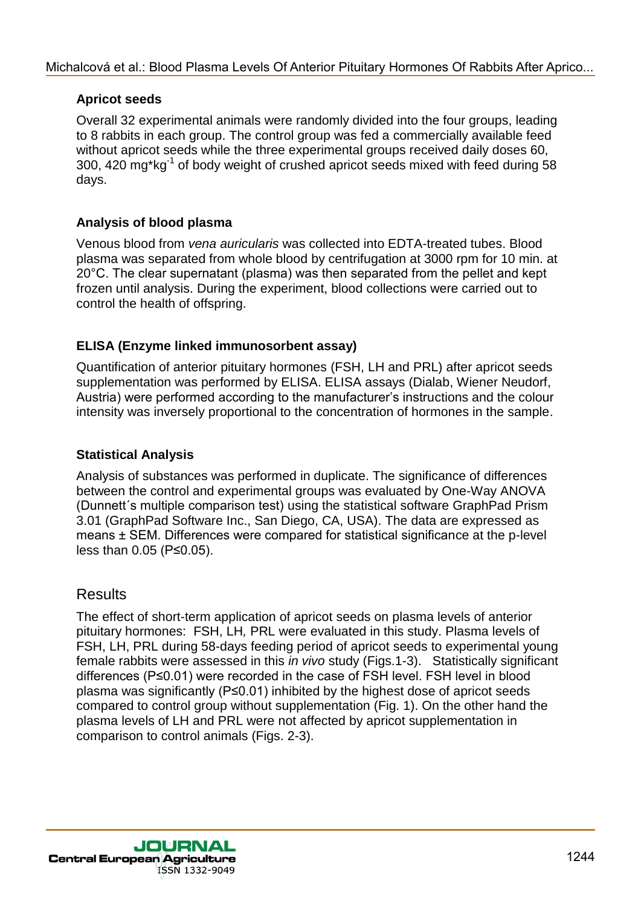### Apricot seeds

Overall 32 experimental animals were randomly divided into the four groups, leading to 8 rabbits in each group. The control group was fed a commercially available feed without apricot seeds while the three experimental groups received daily doses 60, 300, 420 mg*kg$^{-1}$ of body weight of crushed apricot seeds mixed with feed during 58 days.

### Analysis of blood plasma

Venous blood from *vena auricularis* was collected into EDTA-treated tubes. Blood plasma was separated from whole blood by centrifugation at 3000 rpm for 10 min. at 20°C. The clear supernatant (plasma) was then separated from the pellet and kept frozen until analysis. During the experiment, blood collections were carried out to control the health of offspring.

### ELISA (Enzyme linked immunosorbent assay)

Quantification of anterior pituitary hormones (FSH, LH and PRL) after apricot seeds supplementation was performed by ELISA. ELISA assays (Dialab, Wiener Neudorf, Austria) were performed according to the manufacturer's instructions and the colour intensity was inversely proportional to the concentration of hormones in the sample.

### Statistical Analysis

Analysis of substances was performed in duplicate. The significance of differences between the control and experimental groups was evaluated by One-Way ANOVA (Dunnett´s multiple comparison test) using the statistical software GraphPad Prism 3.01 (GraphPad Software Inc., San Diego, CA, USA). The data are expressed as means ± SEM. Differences were compared for statistical significance at the p-level less than 0.05 ($P \leq 0.05$).

## Results

The effect of short-term application of apricot seeds on plasma levels of anterior pituitary hormones: FSH, LH, PRL were evaluated in this study. Plasma levels of FSH, LH, PRL during 58-days feeding period of apricot seeds to experimental young female rabbits were assessed in this *in vivo* study (Figs.1-3). Statistically significant differences ($P \leq 0.01$) were recorded in the case of FSH level. FSH level in blood plasma was significantly ($P \leq 0.01$) inhibited by the highest dose of apricot seeds compared to control group without supplementation (Fig. 1). On the other hand the plasma levels of LH and PRL were not affected by apricot supplementation in comparison to control animals (Figs. 2-3).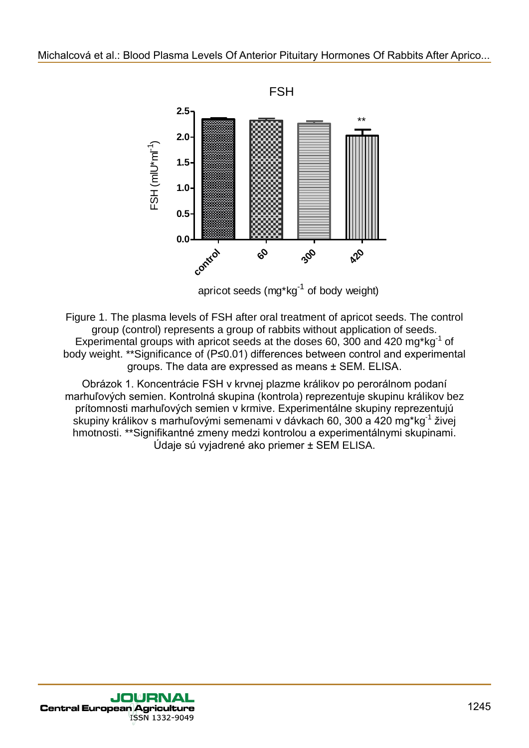Figure 1. The plasma levels of FSH after oral treatment of apricot seeds. The control group (control) represents a group of rabbits without application of seeds. Experimental groups with apricot seeds at the doses 60, 300 and 420 mg*kg$^{-1}$ of body weight. **Significance of ($P \leq 0.01$) differences between control and experimental groups. The data are expressed as means ± SEM. ELISA.

Obrázok 1. Koncentrácie FSH v krvnej plazme králikov po perorálnom podaní marhuľových semien. Kontrolná skupina (kontrola) reprezentuje skupinu králikov bez prítomnosti marhuľových semien v krmive. Experimentálne skupiny reprezentujú skupiny králikov s marhuľovými semenami v dávkach 60, 300 a 420 mg*kg$^{-1}$ živej hmotnosti. **Signifikantné zmeny medzi kontrolou a experimentálnymi skupinami. Údaje sú vyjadrené ako priemer ± SEM ELISA.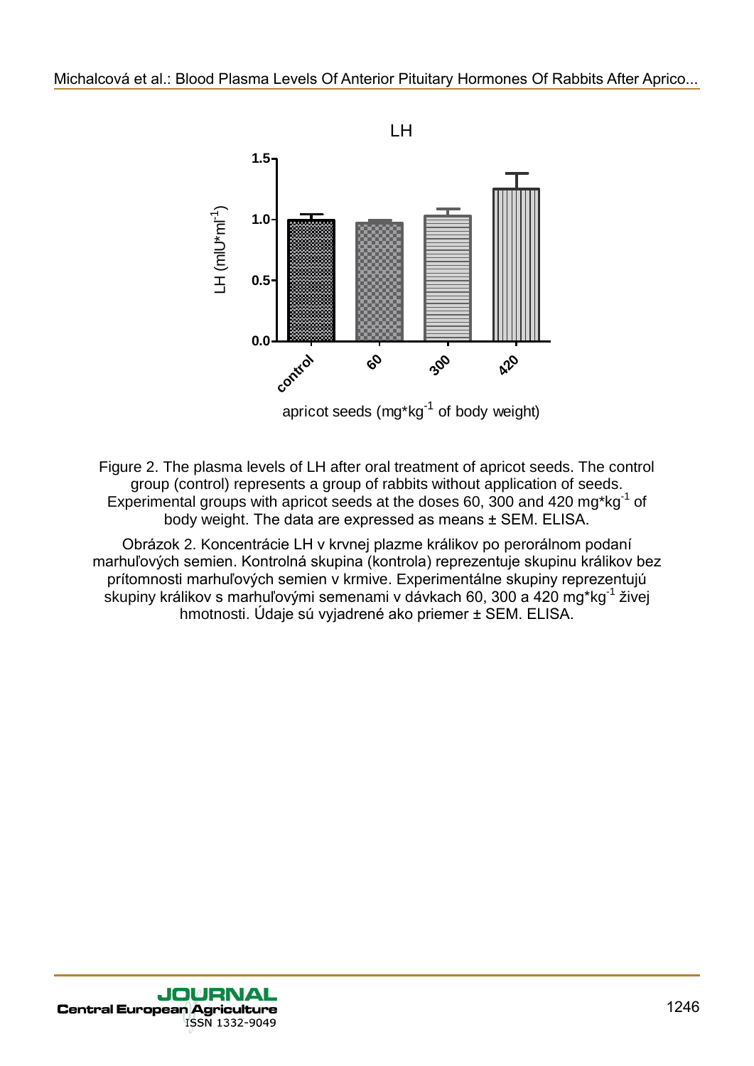Figure 2. The plasma levels of LH after oral treatment of apricot seeds. The control group (control) represents a group of rabbits without application of seeds. Experimental groups with apricot seeds at the doses 60, 300 and 420 mg*kg$^{-1}$ of body weight. The data are expressed as means ± SEM. ELISA.

Obrázok 2. Koncentrácie LH v krvnej plazme králikov po perorálnom podaní marhuľových semien. Kontrolná skupina (kontrola) reprezentuje skupinu králikov bez prítomnosti marhuľových semien v krmive. Experimentálne skupiny reprezentujú skupiny králikov s marhuľovými semenami v dávkach 60, 300 a 420 mg*kg$^{-1}$ živej hmotnosti. Údaje sú vyjadrené ako priemer ± SEM. ELISA.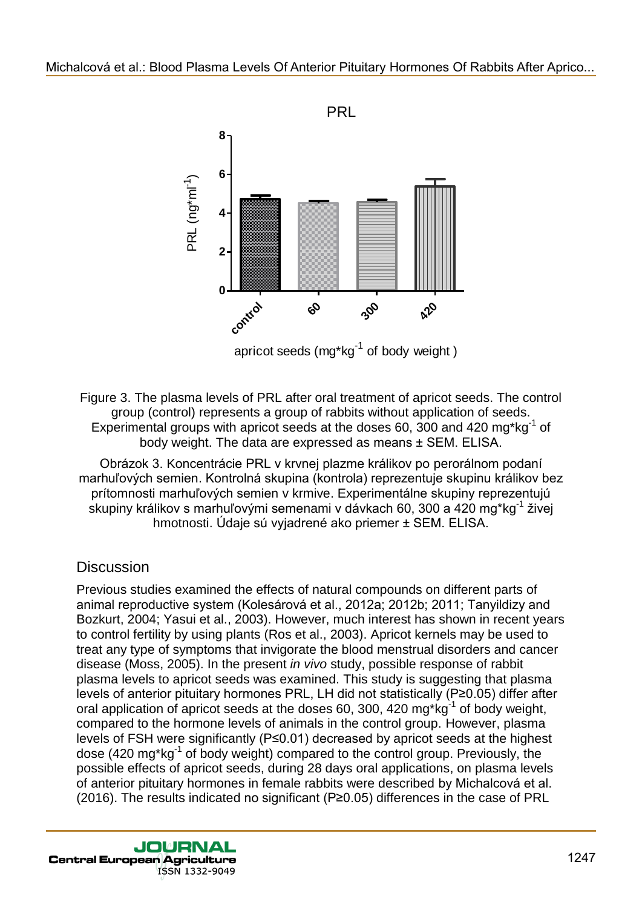Figure 3. The plasma levels of PRL after oral treatment of apricot seeds. The control group (control) represents a group of rabbits without application of seeds. Experimental groups with apricot seeds at the doses 60, 300 and 420 mg*kg$^{-1}$ of body weight. The data are expressed as means ± SEM. ELISA.

Obrázok 3. Koncentrácie PRL v krvnej plazme králikov po perorálnom podaní marhuľových semien. Kontrolná skupina (kontrola) reprezentuje skupinu králikov bez prítomnosti marhuľových semien v krmive. Experimentálne skupiny reprezentujú skupiny králikov s marhuľovými semenami v dávkach 60, 300 a 420 mg*kg$^{-1}$ živej hmotnosti. Údaje sú vyjadrené ako priemer ± SEM. ELISA.

## Discussion

Previous studies examined the effects of natural compounds on different parts of animal reproductive system (Kolesárová et al., 2012a; 2012b; 2011; Tanyildizy and Bozkurt, 2004; Yasui et al., 2003). However, much interest has shown in recent years to control fertility by using plants (Ros et al., 2003). Apricot kernels may be used to treat any type of symptoms that invigorate the blood menstrual disorders and cancer disease (Moss, 2005). In the present *in vivo* study, possible response of rabbit plasma levels to apricot seeds was examined. This study is suggesting that plasma levels of anterior pituitary hormones PRL, LH did not statistically ($P \geq 0.05$) differ after oral application of apricot seeds at the doses 60, 300, 420 mg*kg$^{-1}$ of body weight, compared to the hormone levels of animals in the control group. However, plasma levels of FSH were significantly ($P \leq 0.01$) decreased by apricot seeds at the highest dose (420 mg*kg$^{-1}$ of body weight) compared to the control group. Previously, the possible effects of apricot seeds, during 28 days oral applications, on plasma levels of anterior pituitary hormones in female rabbits were described by Michalcová et al. (2016). The results indicated no significant ($P \geq 0.05$) differences in the case of PRL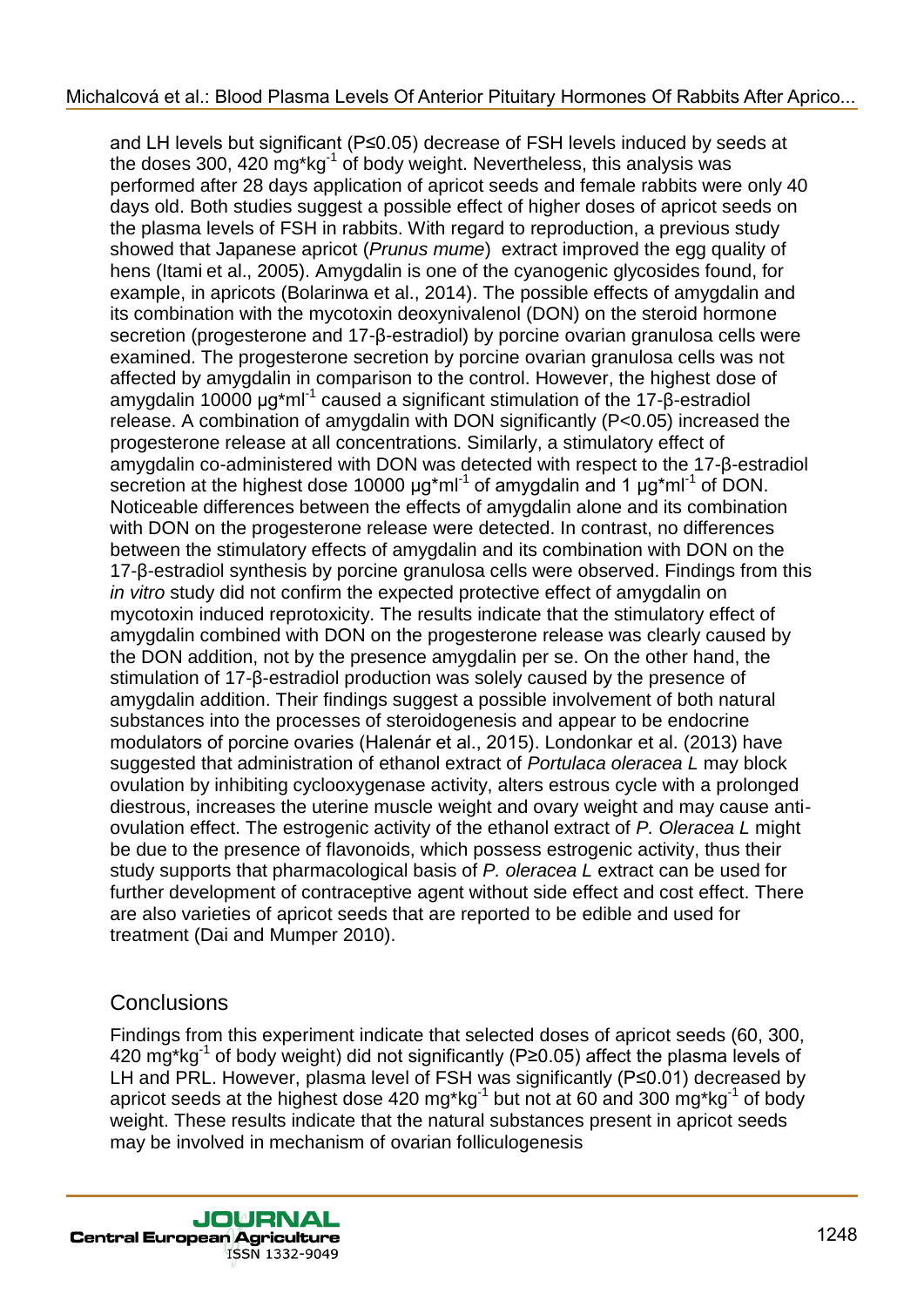and LH levels but significant ($P \leq 0.05$) decrease of FSH levels induced by seeds at the doses 300, 420 $mg*kg^{-1}$ of body weight. Nevertheless, this analysis was performed after 28 days application of apricot seeds and female rabbits were only 40 days old. Both studies suggest a possible effect of higher doses of apricot seeds on the plasma levels of FSH in rabbits. With regard to reproduction, a previous study showed that Japanese apricot (*Prunus mume*) extract improved the egg quality of hens (Itami et al., 2005). Amygdalin is one of the cyanogenic glycosides found, for example, in apricots (Bolarinwa et al., 2014). The possible effects of amygdalin and its combination with the mycotoxin deoxynivalenol (DON) on the steroid hormone secretion (progesterone and 17-β-estradiol) by porcine ovarian granulosa cells were examined. The progesterone secretion by porcine ovarian granulosa cells was not affected by amygdalin in comparison to the control. However, the highest dose of amygdalin 10000 $\mu g*ml^{-1}$ caused a significant stimulation of the 17-β-estradiol release. A combination of amygdalin with DON significantly ($P<0.05$) increased the progesterone release at all concentrations. Similarly, a stimulatory effect of amygdalin co-administered with DON was detected with respect to the 17-β-estradiol secretion at the highest dose 10000 $\mu g*ml^{-1}$ of amygdalin and 1 $\mu g*ml^{-1}$ of DON. Noticeable differences between the effects of amygdalin alone and its combination with DON on the progesterone release were detected. In contrast, no differences between the stimulatory effects of amygdalin and its combination with DON on the 17-β-estradiol synthesis by porcine granulosa cells were observed. Findings from this *in vitro* study did not confirm the expected protective effect of amygdalin on mycotoxin induced reprotoxicity. The results indicate that the stimulatory effect of amygdalin combined with DON on the progesterone release was clearly caused by the DON addition, not by the presence amygdalin per se. On the other hand, the stimulation of 17-β-estradiol production was solely caused by the presence of amygdalin addition. Their findings suggest a possible involvement of both natural substances into the processes of steroidogenesis and appear to be endocrine modulators of porcine ovaries (Halenár et al., 2015). Londonkar et al. (2013) have suggested that administration of ethanol extract of *Portulaca oleracea L* may block ovulation by inhibiting cyclooxygenase activity, alters estrous cycle with a prolonged diestrous, increases the uterine muscle weight and ovary weight and may cause anti-ovulation effect. The estrogenic activity of the ethanol extract of *P. Oleracea L* might be due to the presence of flavonoids, which possess estrogenic activity, thus their study supports that pharmacological basis of *P. oleracea L* extract can be used for further development of contraceptive agent without side effect and cost effect. There are also varieties of apricot seeds that are reported to be edible and used for treatment (Dai and Mumper 2010).

## Conclusions

Findings from this experiment indicate that selected doses of apricot seeds (60, 300, 420 $mg*kg^{-1}$ of body weight) did not significantly ($P \geq 0.05$) affect the plasma levels of LH and PRL. However, plasma level of FSH was significantly ($P \leq 0.01$) decreased by apricot seeds at the highest dose 420 $mg*kg^{-1}$ but not at 60 and 300 $mg*kg^{-1}$ of body weight. These results indicate that the natural substances present in apricot seeds may be involved in mechanism of ovarian folliculogenesis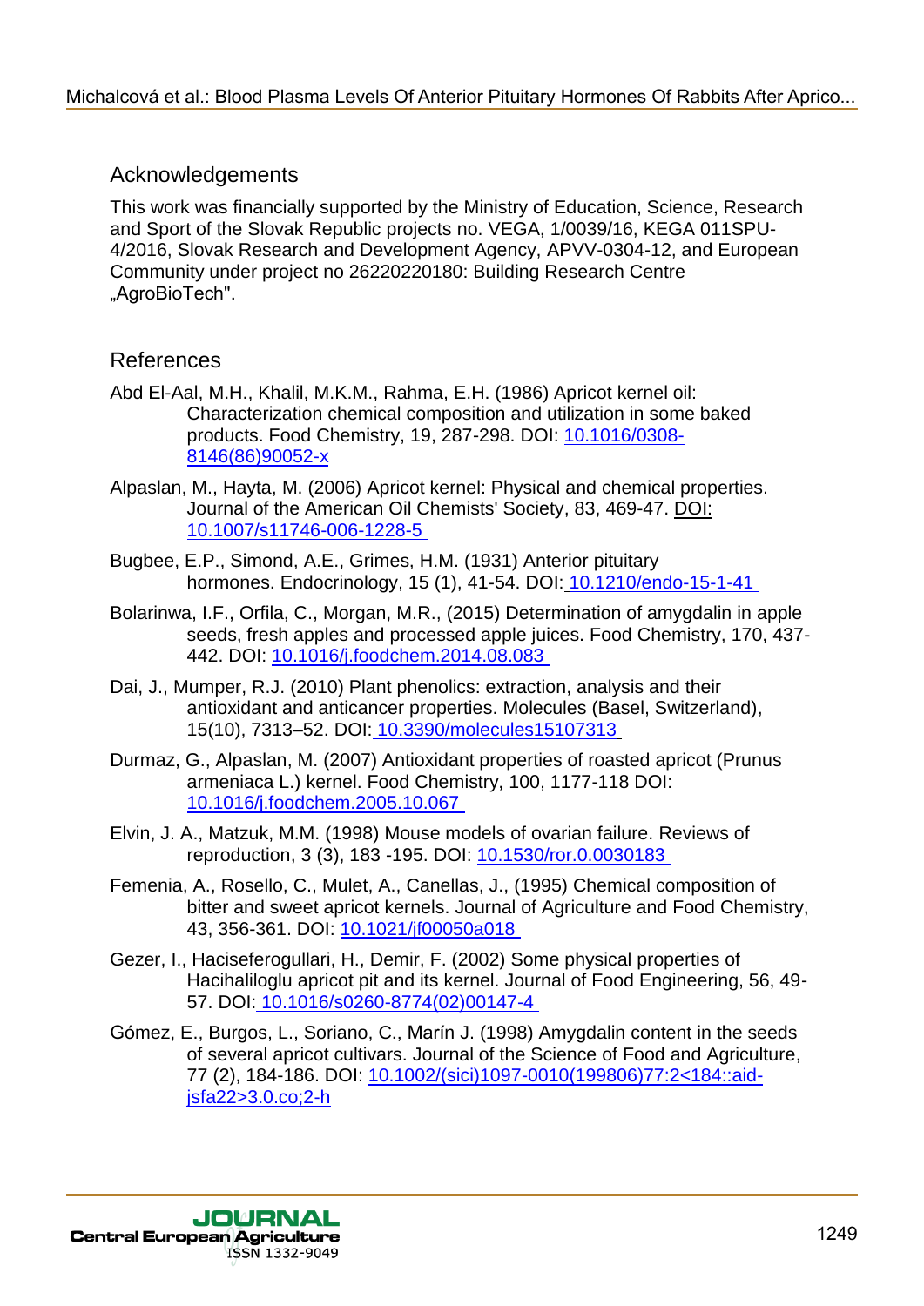## Acknowledgements

This work was financially supported by the Ministry of Education, Science, Research and Sport of the Slovak Republic projects no. VEGA, 1/0039/16, KEGA 011SPU-4/2016, Slovak Research and Development Agency, APVV-0304-12, and European Community under project no 26220220180: Building Research Centre „AgroBioTech".

## References

Abd El-Aal, M.H., Khalil, M.K.M., Rahma, E.H. (1986) Apricot kernel oil: Characterization chemical composition and utilization in some baked products. Food Chemistry, 19, 287-298. DOI: 10.1016/0308-8146(86)90052-x

Alpaslan, M., Hayta, M. (2006) Apricot kernel: Physical and chemical properties. Journal of the American Oil Chemists' Society, 83, 469-47. DOI: 10.1007/s11746-006-1228-5

Bugbee, E.P., Simond, A.E., Grimes, H.M. (1931) Anterior pituitary hormones. Endocrinology, 15 (1), 41-54. DOI: 10.1210/endo-15-1-41

Bolarinwa, I.F., Orfila, C., Morgan, M.R., (2015) Determination of amygdalin in apple seeds, fresh apples and processed apple juices. Food Chemistry, 170, 437-442. DOI: 10.1016/j.foodchem.2014.08.083

Dai, J., Mumper, R.J. (2010) Plant phenolics: extraction, analysis and their antioxidant and anticancer properties. Molecules (Basel, Switzerland), 15(10), 7313–52. DOI: 10.3390/molecules15107313

Durmaz, G., Alpaslan, M. (2007) Antioxidant properties of roasted apricot (Prunus armeniaca L.) kernel. Food Chemistry, 100, 1177-118 DOI: 10.1016/j.foodchem.2005.10.067

Elvin, J. A., Matzuk, M.M. (1998) Mouse models of ovarian failure. Reviews of reproduction, 3 (3), 183 -195. DOI: 10.1530/ror.0.0030183

Femenia, A., Rosello, C., Mulet, A., Canellas, J., (1995) Chemical composition of bitter and sweet apricot kernels. Journal of Agriculture and Food Chemistry, 43, 356-361. DOI: 10.1021/jf00050a018

Gezer, I., Haciseferogullari, H., Demir, F. (2002) Some physical properties of Hacihaliloglu apricot pit and its kernel. Journal of Food Engineering, 56, 49-57. DOI: 10.1016/s0260-8774(02)00147-4

Gómez, E., Burgos, L., Soriano, C., Marín J. (1998) Amygdalin content in the seeds of several apricot cultivars. Journal of the Science of Food and Agriculture, 77 (2), 184-186. DOI: 10.1002/(sici)1097-0010(199806)77:2<184::aid-jsfa22>3.0.co;2-h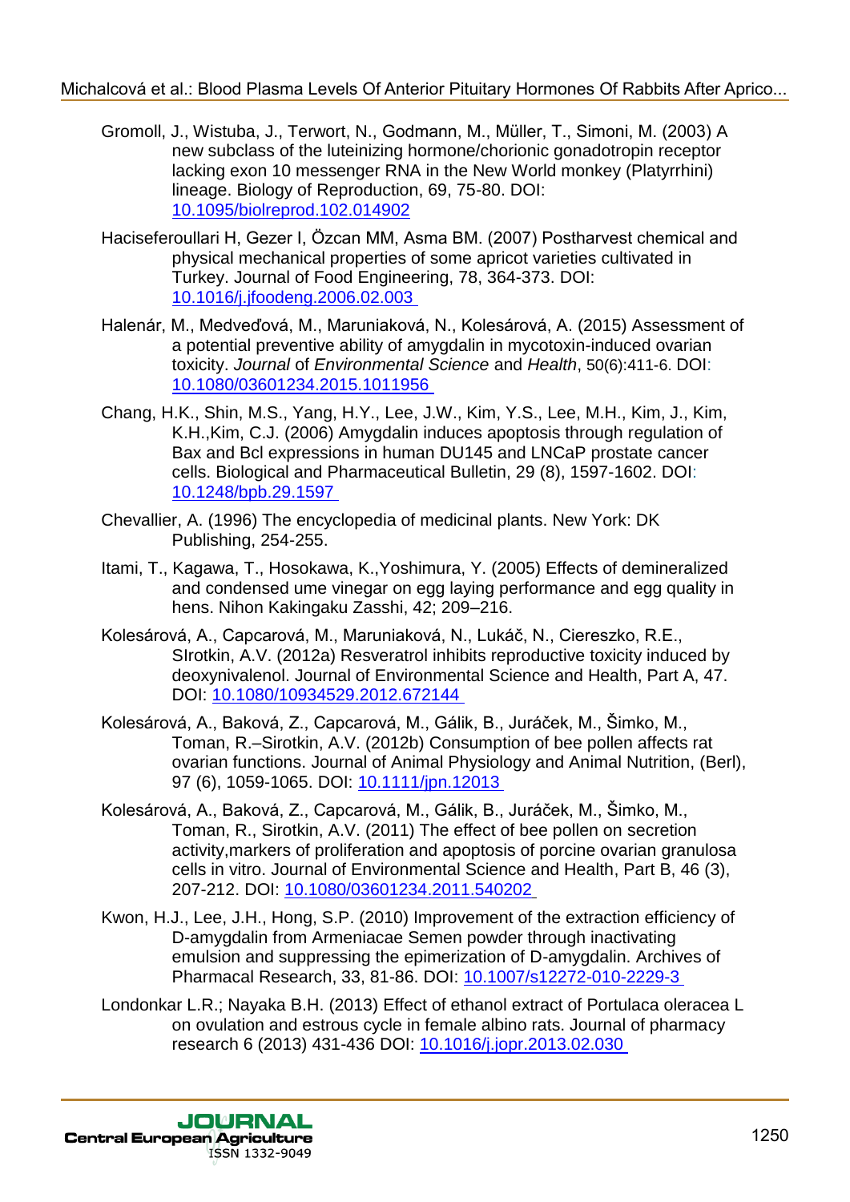Gromoll, J., Wistuba, J., Terwort, N., Godmann, M., Müller, T., Simoni, M. (2003) A new subclass of the luteinizing hormone/chorionic gonadotropin receptor lacking exon 10 messenger RNA in the New World monkey (Platyrrhini) lineage. Biology of Reproduction, 69, 75-80. DOI: 10.1095/biolreprod.102.014902

Haciseferoullari H, Gezer I, Özcan MM, Asma BM. (2007) Postharvest chemical and physical mechanical properties of some apricot varieties cultivated in Turkey. Journal of Food Engineering, 78, 364-373. DOI: 10.1016/j.jfoodeng.2006.02.003

Halenár, M., Medveďová, M., Maruniaková, N., Kolesárová, A. (2015) Assessment of a potential preventive ability of amygdalin in mycotoxin-induced ovarian toxicity. *Journal* of *Environmental Science* and *Health*, 50(6):411-6. DOI: 10.1080/03601234.2015.1011956

Chang, H.K., Shin, M.S., Yang, H.Y., Lee, J.W., Kim, Y.S., Lee, M.H., Kim, J., Kim, K.H.,Kim, C.J. (2006) Amygdalin induces apoptosis through regulation of Bax and Bcl expressions in human DU145 and LNCaP prostate cancer cells. Biological and Pharmaceutical Bulletin, 29 (8), 1597-1602. DOI: 10.1248/bpb.29.1597

Chevallier, A. (1996) The encyclopedia of medicinal plants. New York: DK Publishing, 254-255.

Itami, T., Kagawa, T., Hosokawa, K.,Yoshimura, Y. (2005) Effects of demineralized and condensed ume vinegar on egg laying performance and egg quality in hens. Nihon Kakingaku Zasshi, 42; 209–216.

Kolesárová, A., Capcarová, M., Maruniaková, N., Lukáč, N., Ciereszko, R.E., SIrotkin, A.V. (2012a) Resveratrol inhibits reproductive toxicity induced by deoxynivalenol. Journal of Environmental Science and Health, Part A, 47. DOI: 10.1080/10934529.2012.672144

Kolesárová, A., Baková, Z., Capcarová, M., Gálik, B., Juráček, M., Šimko, M., Toman, R.–Sirotkin, A.V. (2012b) Consumption of bee pollen affects rat ovarian functions. Journal of Animal Physiology and Animal Nutrition, (Berl), 97 (6), 1059-1065. DOI: 10.1111/jpn.12013

Kolesárová, A., Baková, Z., Capcarová, M., Gálik, B., Juráček, M., Šimko, M., Toman, R., Sirotkin, A.V. (2011) The effect of bee pollen on secretion activity,markers of proliferation and apoptosis of porcine ovarian granulosa cells in vitro. Journal of Environmental Science and Health, Part B, 46 (3), 207-212. DOI: 10.1080/03601234.2011.540202

Kwon, H.J., Lee, J.H., Hong, S.P. (2010) Improvement of the extraction efficiency of D-amygdalin from Armeniacae Semen powder through inactivating emulsion and suppressing the epimerization of D-amygdalin. Archives of Pharmacal Research, 33, 81-86. DOI: 10.1007/s12272-010-2229-3

Londonkar L.R.; Nayaka B.H. (2013) Effect of ethanol extract of Portulaca oleracea L on ovulation and estrous cycle in female albino rats. Journal of pharmacy research 6 (2013) 431-436 DOI: 10.1016/j.jopr.2013.02.030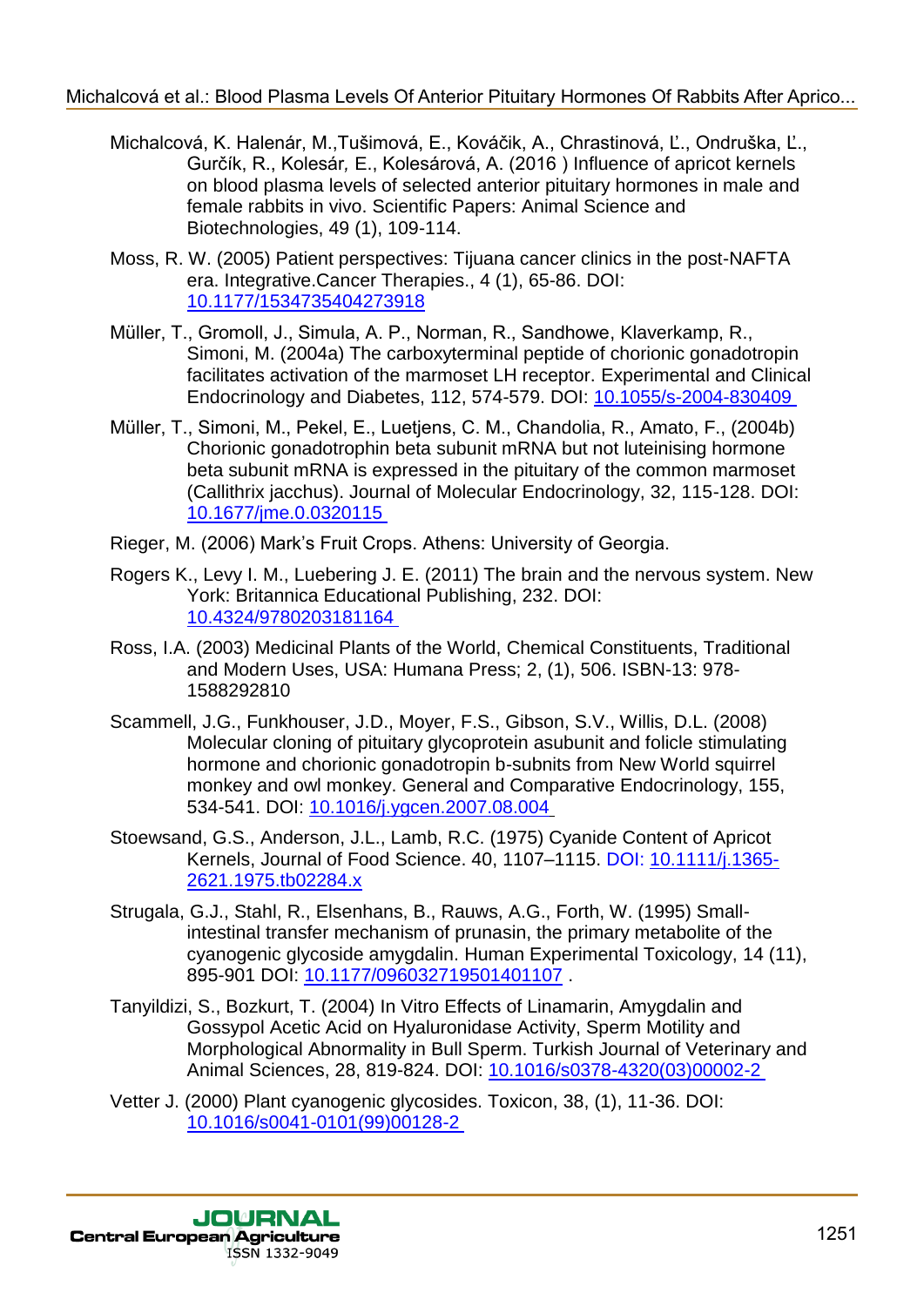Michalcová, K. Halenár, M.,Tušimová, E., Kováčik, A., Chrastinová, Ľ., Ondruška, Ľ., Gurčík, R., Kolesár, E., Kolesárová, A. (2016 ) Influence of apricot kernels on blood plasma levels of selected anterior pituitary hormones in male and female rabbits in vivo. Scientific Papers: Animal Science and Biotechnologies, 49 (1), 109-114.

Moss, R. W. (2005) Patient perspectives: Tijuana cancer clinics in the post-NAFTA era. Integrative.Cancer Therapies., 4 (1), 65-86. DOI: 10.1177/1534735404273918

Müller, T., Gromoll, J., Simula, A. P., Norman, R., Sandhowe, Klaverkamp, R., Simoni, M. (2004a) The carboxyterminal peptide of chorionic gonadotropin facilitates activation of the marmoset LH receptor. Experimental and Clinical Endocrinology and Diabetes, 112, 574-579. DOI: 10.1055/s-2004-830409

Müller, T., Simoni, M., Pekel, E., Luetjens, C. M., Chandolia, R., Amato, F., (2004b) Chorionic gonadotrophin beta subunit mRNA but not luteinising hormone beta subunit mRNA is expressed in the pituitary of the common marmoset (Callithrix jacchus). Journal of Molecular Endocrinology, 32, 115-128. DOI: 10.1677/jme.0.0320115

Rieger, M. (2006) Mark's Fruit Crops. Athens: University of Georgia.

Rogers K., Levy I. M., Luebering J. E. (2011) The brain and the nervous system. New York: Britannica Educational Publishing, 232. DOI: 10.4324/9780203181164

Ross, I.A. (2003) Medicinal Plants of the World, Chemical Constituents, Traditional and Modern Uses, USA: Humana Press; 2, (1), 506. ISBN-13: 978-1588292810

Scammell, J.G., Funkhouser, J.D., Moyer, F.S., Gibson, S.V., Willis, D.L. (2008) Molecular cloning of pituitary glycoprotein asubunit and folicle stimulating hormone and chorionic gonadotropin b-subnits from New World squirrel monkey and owl monkey. General and Comparative Endocrinology, 155, 534-541. DOI: 10.1016/j.ygcen.2007.08.004

Stoewsand, G.S., Anderson, J.L., Lamb, R.C. (1975) Cyanide Content of Apricot Kernels, Journal of Food Science. 40, 1107–1115. DOI: 10.1111/j.1365-2621.1975.tb02284.x

Strugala, G.J., Stahl, R., Elsenhans, B., Rauws, A.G., Forth, W. (1995) Small-intestinal transfer mechanism of prunasin, the primary metabolite of the cyanogenic glycoside amygdalin. Human Experimental Toxicology, 14 (11), 895-901 DOI: 10.1177/096032719501401107 .

Tanyildizi, S., Bozkurt, T. (2004) In Vitro Effects of Linamarin, Amygdalin and Gossypol Acetic Acid on Hyaluronidase Activity, Sperm Motility and Morphological Abnormality in Bull Sperm. Turkish Journal of Veterinary and Animal Sciences, 28, 819-824. DOI: 10.1016/s0378-4320(03)00002-2

Vetter J. (2000) Plant cyanogenic glycosides. Toxicon, 38, (1), 11-36. DOI: 10.1016/s0041-0101(99)00128-2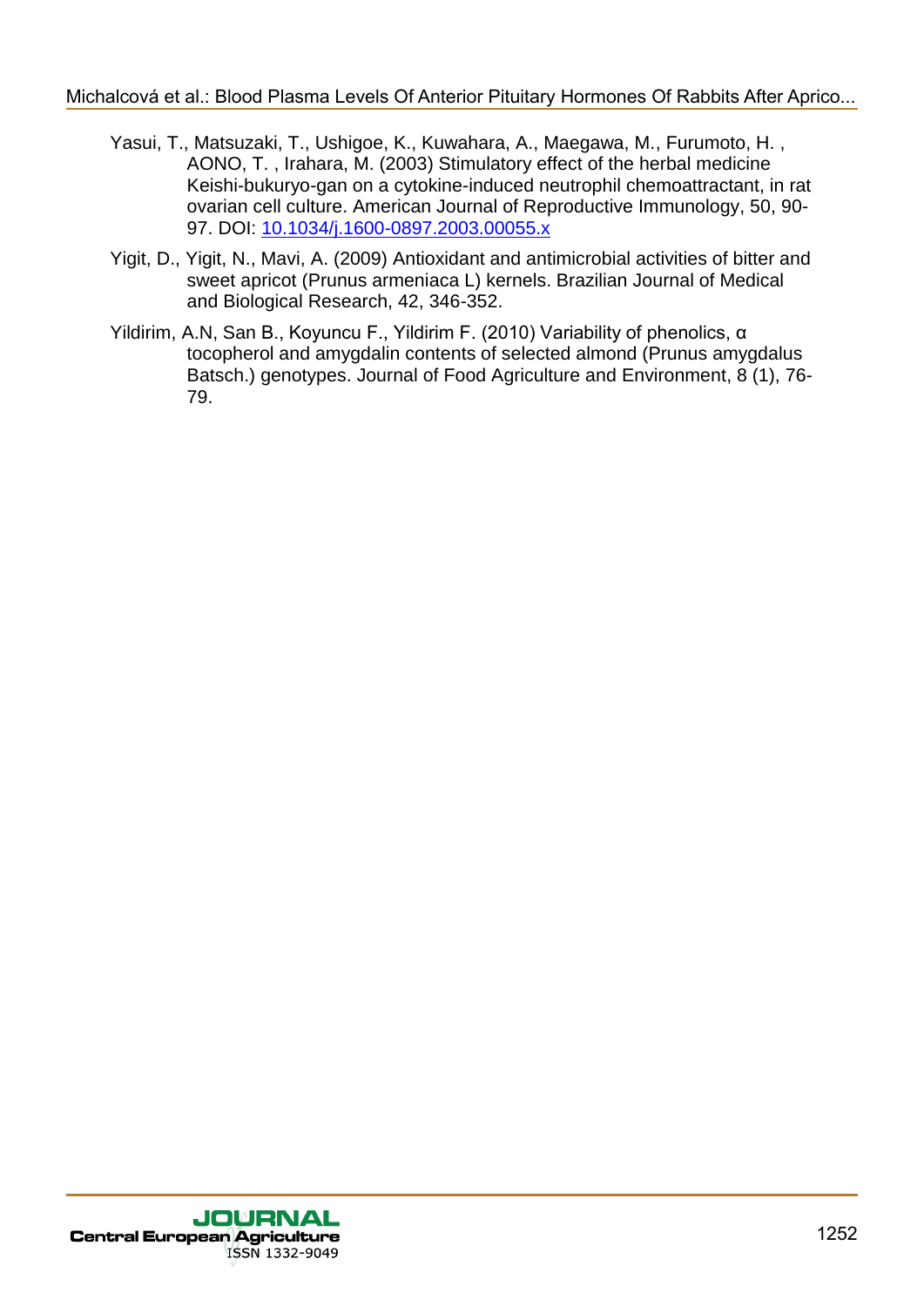Yasui, T., Matsuzaki, T., Ushigoe, K., Kuwahara, A., Maegawa, M., Furumoto, H. , AONO, T. , Irahara, M. (2003) Stimulatory effect of the herbal medicine Keishi-bukuryo-gan on a cytokine-induced neutrophil chemoattractant, in rat ovarian cell culture. American Journal of Reproductive Immunology, 50, 90-97. DOI: 10.1034/j.1600-0897.2003.00055.x

Yigit, D., Yigit, N., Mavi, A. (2009) Antioxidant and antimicrobial activities of bitter and sweet apricot (Prunus armeniaca L) kernels. Brazilian Journal of Medical and Biological Research, 42, 346-352.

Yildirim, A.N, San B., Koyuncu F., Yildirim F. (2010) Variability of phenolics, α tocopherol and amygdalin contents of selected almond (Prunus amygdalus Batsch.) genotypes. Journal of Food Agriculture and Environment, 8 (1), 76-79.